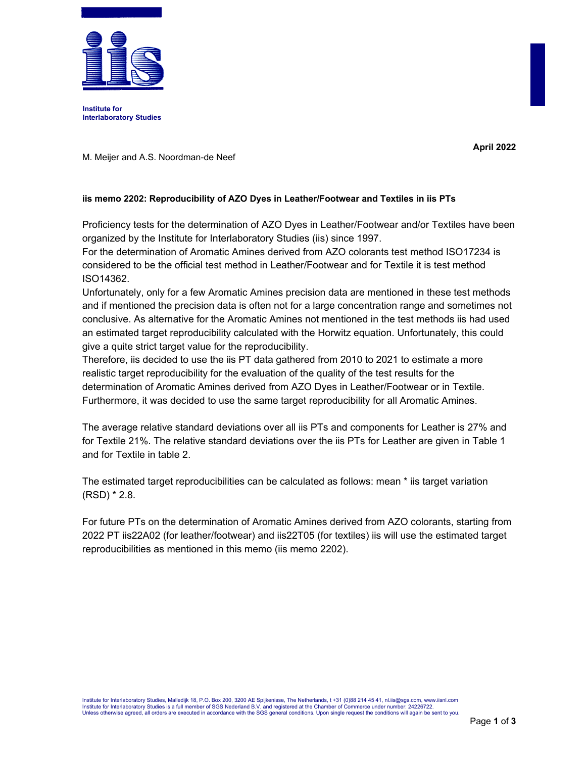Institute for
Interlaboratory Studies

April 2022

M. Meijer and A.S. Noordman-de Neef

**iis memo 2202: Reproducibility of AZO Dyes in Leather/Footwear and Textiles in iis PTs**

Proficiency tests for the determination of AZO Dyes in Leather/Footwear and/or Textiles have been organized by the Institute for Interlaboratory Studies (iis) since 1997.
For the determination of Aromatic Amines derived from AZO colorants test method ISO17234 is considered to be the official test method in Leather/Footwear and for Textile it is test method ISO14362.
Unfortunately, only for a few Aromatic Amines precision data are mentioned in these test methods and if mentioned the precision data is often not for a large concentration range and sometimes not conclusive. As alternative for the Aromatic Amines not mentioned in the test methods iis had used an estimated target reproducibility calculated with the Horwitz equation. Unfortunately, this could give a quite strict target value for the reproducibility.
Therefore, iis decided to use the iis PT data gathered from 2010 to 2021 to estimate a more realistic target reproducibility for the evaluation of the quality of the test results for the determination of Aromatic Amines derived from AZO Dyes in Leather/Footwear or in Textile. Furthermore, it was decided to use the same target reproducibility for all Aromatic Amines.

The average relative standard deviations over all iis PTs and components for Leather is 27% and for Textile 21%. The relative standard deviations over the iis PTs for Leather are given in Table 1 and for Textile in table 2.

The estimated target reproducibilities can be calculated as follows: mean * iis target variation (RSD) * 2.8.

For future PTs on the determination of Aromatic Amines derived from AZO colorants, starting from 2022 PT iis22A02 (for leather/footwear) and iis22T05 (for textiles) iis will use the estimated target reproducibilities as mentioned in this memo (iis memo 2202).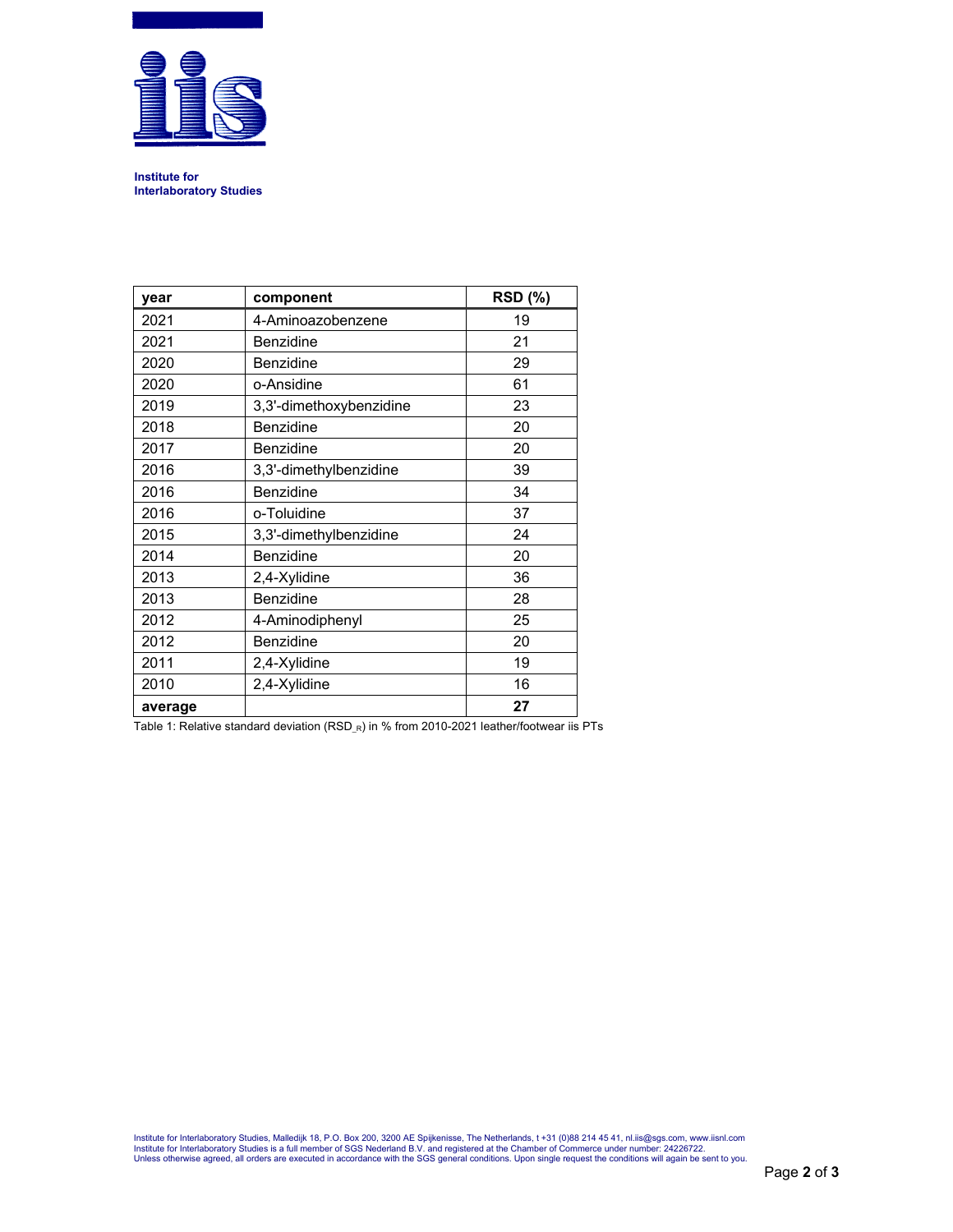Institute for
Interlaboratory Studies

| year | component | RSD (%) |
|---|---|---|
| 2021 | 4-Aminoazobenzene | 19 |
| 2021 | Benzidine | 21 |
| 2020 | Benzidine | 29 |
| 2020 | o-Ansidine | 61 |
| 2019 | 3,3'-dimethoxybenzidine | 23 |
| 2018 | Benzidine | 20 |
| 2017 | Benzidine | 20 |
| 2016 | 3,3'-dimethylbenzidine | 39 |
| 2016 | Benzidine | 34 |
| 2016 | o-Toluidine | 37 |
| 2015 | 3,3'-dimethylbenzidine | 24 |
| 2014 | Benzidine | 20 |
| 2013 | 2,4-Xylidine | 36 |
| 2013 | Benzidine | 28 |
| 2012 | 4-Aminodiphenyl | 25 |
| 2012 | Benzidine | 20 |
| 2011 | 2,4-Xylidine | 19 |
| 2010 | 2,4-Xylidine | 16 |
| **average** | | **27** |

Table 1: Relative standard deviation ($RSD_{\_R}$) in % from 2010-2021 leather/footwear iis PTs

Institute for Interlaboratory Studies, Malledijk 18, P.O. Box 200, 3200 AE Spijkenisse, The Netherlands, t +31 (0)88 214 45 41, nl.iis@sgs.com, www.iisnl.com
Institute for Interlaboratory Studies is a full member of SGS Nederland B.V. and registered at the Chamber of Commerce under number: 24226722.
Unless otherwise agreed, all orders are executed in accordance with the SGS general conditions. Upon single request the conditions will again be sent to you.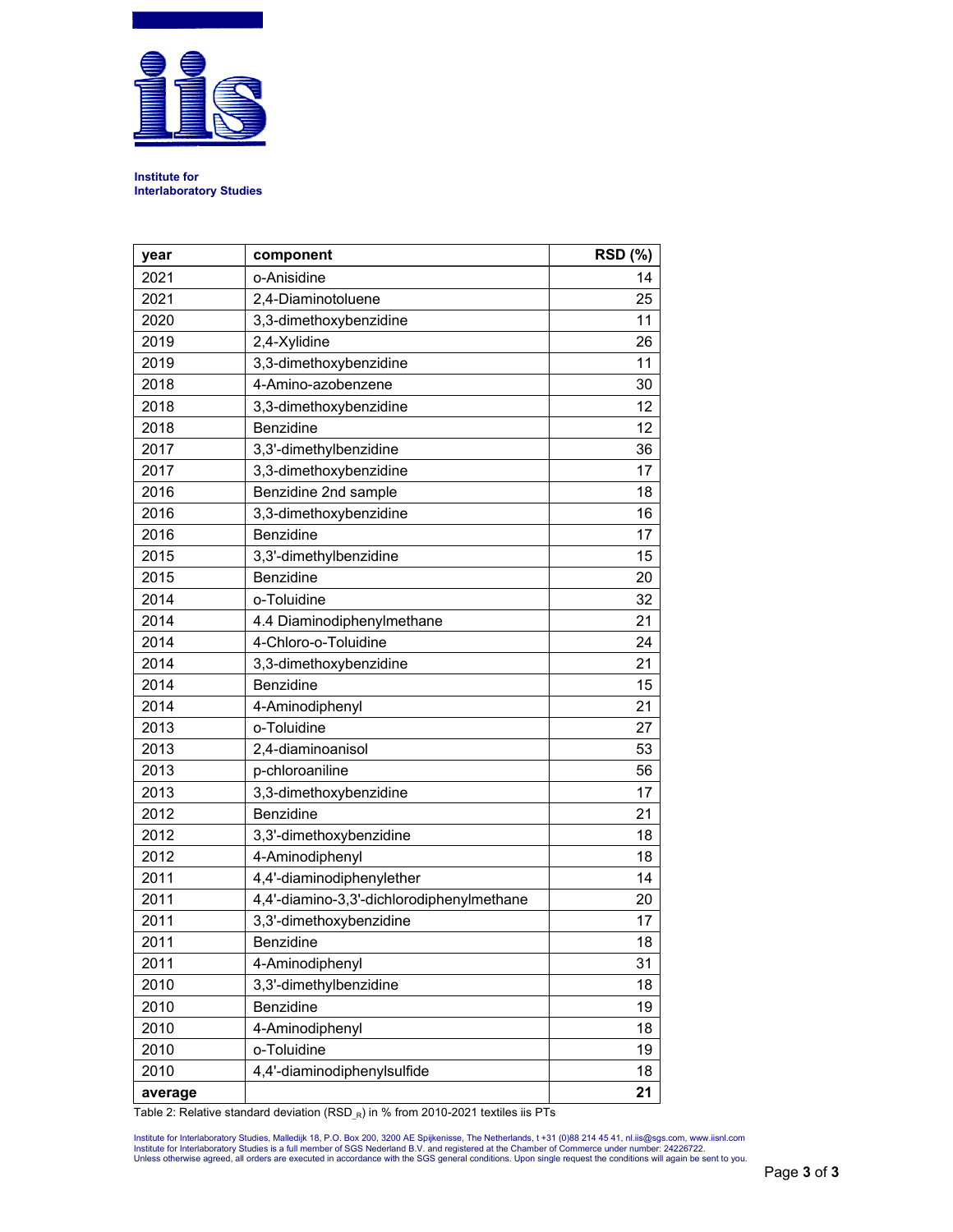Institute for
Interlaboratory Studies

| year | component | RSD (%) |
|---|---|---|
| 2021 | o-Anisidine | 14 |
| 2021 | 2,4-Diaminotoluene | 25 |
| 2020 | 3,3-dimethoxybenzidine | 11 |
| 2019 | 2,4-Xylidine | 26 |
| 2019 | 3,3-dimethoxybenzidine | 11 |
| 2018 | 4-Amino-azobenzene | 30 |
| 2018 | 3,3-dimethoxybenzidine | 12 |
| 2018 | Benzidine | 12 |
| 2017 | 3,3'-dimethylbenzidine | 36 |
| 2017 | 3,3-dimethoxybenzidine | 17 |
| 2016 | Benzidine 2nd sample | 18 |
| 2016 | 3,3-dimethoxybenzidine | 16 |
| 2016 | Benzidine | 17 |
| 2015 | 3,3'-dimethylbenzidine | 15 |
| 2015 | Benzidine | 20 |
| 2014 | o-Toluidine | 32 |
| 2014 | 4.4 Diaminodiphenylmethane | 21 |
| 2014 | 4-Chloro-o-Toluidine | 24 |
| 2014 | 3,3-dimethoxybenzidine | 21 |
| 2014 | Benzidine | 15 |
| 2014 | 4-Aminodiphenyl | 21 |
| 2013 | o-Toluidine | 27 |
| 2013 | 2,4-diaminoanisol | 53 |
| 2013 | p-chloroaniline | 56 |
| 2013 | 3,3-dimethoxybenzidine | 17 |
| 2012 | Benzidine | 21 |
| 2012 | 3,3'-dimethoxybenzidine | 18 |
| 2012 | 4-Aminodiphenyl | 18 |
| 2011 | 4,4'-diaminodiphenylether | 14 |
| 2011 | 4,4'-diamino-3,3'-dichlorodiphenylmethane | 20 |
| 2011 | 3,3'-dimethoxybenzidine | 17 |
| 2011 | Benzidine | 18 |
| 2011 | 4-Aminodiphenyl | 31 |
| 2010 | 3,3'-dimethylbenzidine | 18 |
| 2010 | Benzidine | 19 |
| 2010 | 4-Aminodiphenyl | 18 |
| 2010 | o-Toluidine | 19 |
| 2010 | 4,4'-diaminodiphenylsulfide | 18 |
| **average** | | **21** |

Table 2: Relative standard deviation ($RSD_R$) in % from 2010-2021 textiles iis PTs

Institute for Interlaboratory Studies, Malledijk 18, P.O. Box 200, 3200 AE Spijkenisse, The Netherlands, t +31 (0)88 214 45 41, nl.iis@sgs.com, www.iisnl.com
Institute for Interlaboratory Studies is a full member of SGS Nederland B.V. and registered at the Chamber of Commerce under number: 24226722.
Unless otherwise agreed, all orders are executed in accordance with the SGS general conditions. Upon single request the conditions will again be sent to you.